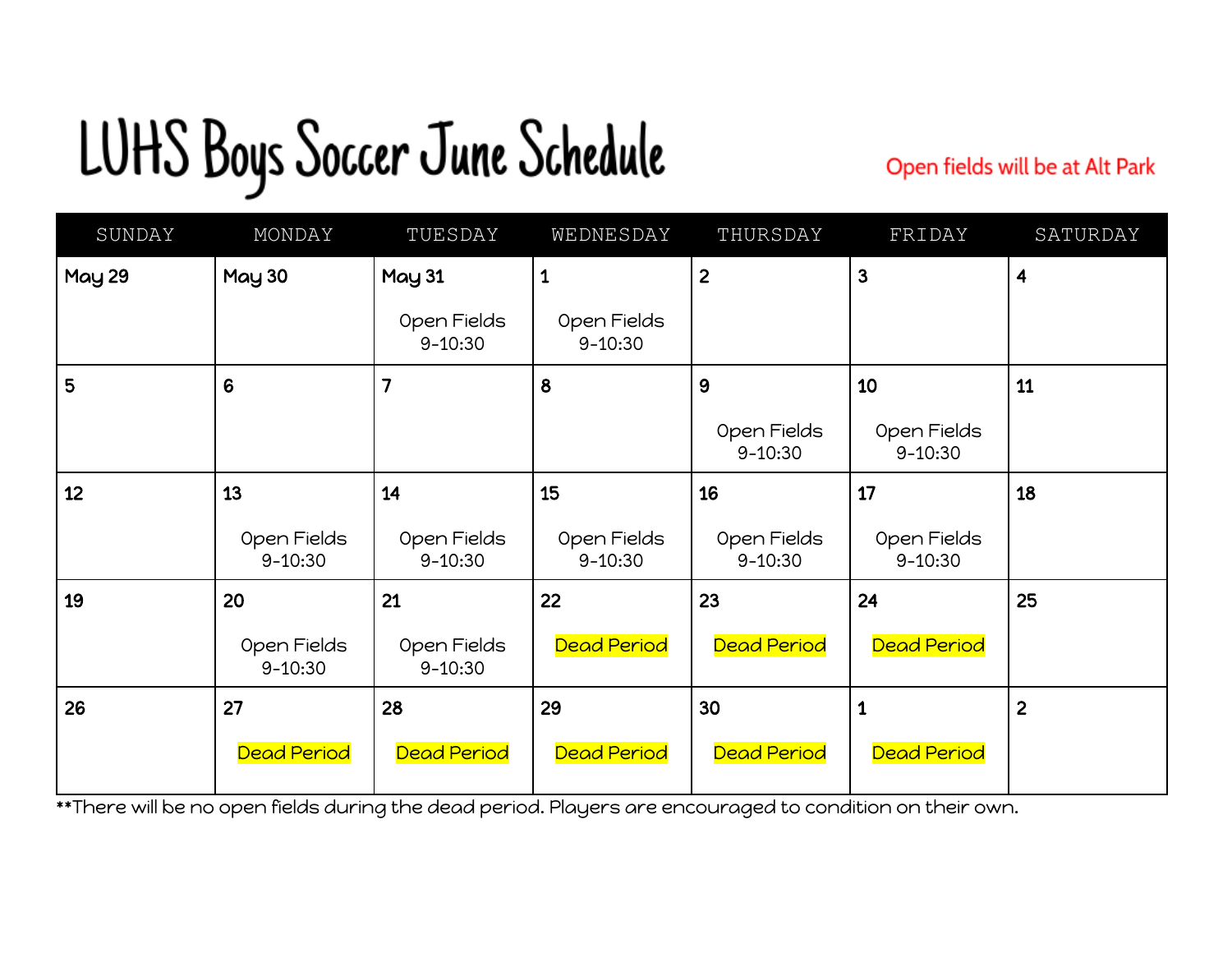# LUHS Boys Soccer June Schedule

Open fields will be at Alt Park

| SUNDAY | MONDAY | TUESDAY | WEDNESDAY | THURSDAY | FRIDAY | SATURDAY |
|---|---|---|---|---|---|---|
| May 29 | May 30 | May 31<br>Open Fields 9-10:30 | 1<br>Open Fields 9-10:30 | 2 | 3 | 4 |
| 5 | 6 | 7 | 8 | 9<br>Open Fields 9-10:30 | 10<br>Open Fields 9-10:30 | 11 |
| 12 | 13<br>Open Fields 9-10:30 | 14<br>Open Fields 9-10:30 | 15<br>Open Fields 9-10:30 | 16<br>Open Fields 9-10:30 | 17<br>Open Fields 9-10:30 | 18 |
| 19 | 20<br>Open Fields 9-10:30 | 21<br>Open Fields 9-10:30 | 22<br>Dead Period | 23<br>Dead Period | 24<br>Dead Period | 25 |
| 26 | 27<br>Dead Period | 28<br>Dead Period | 29<br>Dead Period | 30<br>Dead Period | 1<br>Dead Period | 2 |

**There will be no open fields during the dead period. Players are encouraged to condition on their own.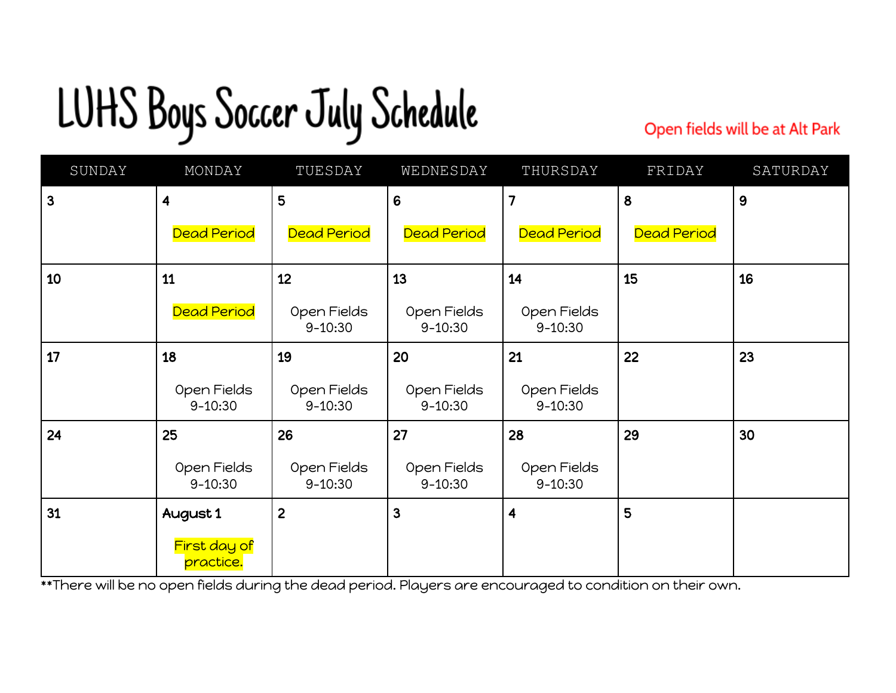# LUHS Boys Soccer July Schedule

Open fields will be at Alt Park

| SUNDAY | MONDAY | TUESDAY | WEDNESDAY | THURSDAY | FRIDAY | SATURDAY |
|---|---|---|---|---|---|---|
| 3 | 4 Dead Period | 5 Dead Period | 6 Dead Period | 7 Dead Period | 8 Dead Period | 9 |
| 10 | 11 Dead Period | 12 Open Fields 9-10:30 | 13 Open Fields 9-10:30 | 14 Open Fields 9-10:30 | 15 | 16 |
| 17 | 18 Open Fields 9-10:30 | 19 Open Fields 9-10:30 | 20 Open Fields 9-10:30 | 21 Open Fields 9-10:30 | 22 | 23 |
| 24 | 25 Open Fields 9-10:30 | 26 Open Fields 9-10:30 | 27 Open Fields 9-10:30 | 28 Open Fields 9-10:30 | 29 | 30 |
| 31 | August 1 First day of practice. | 2 | 3 | 4 | 5 | |

**There will be no open fields during the dead period. Players are encouraged to condition on their own.